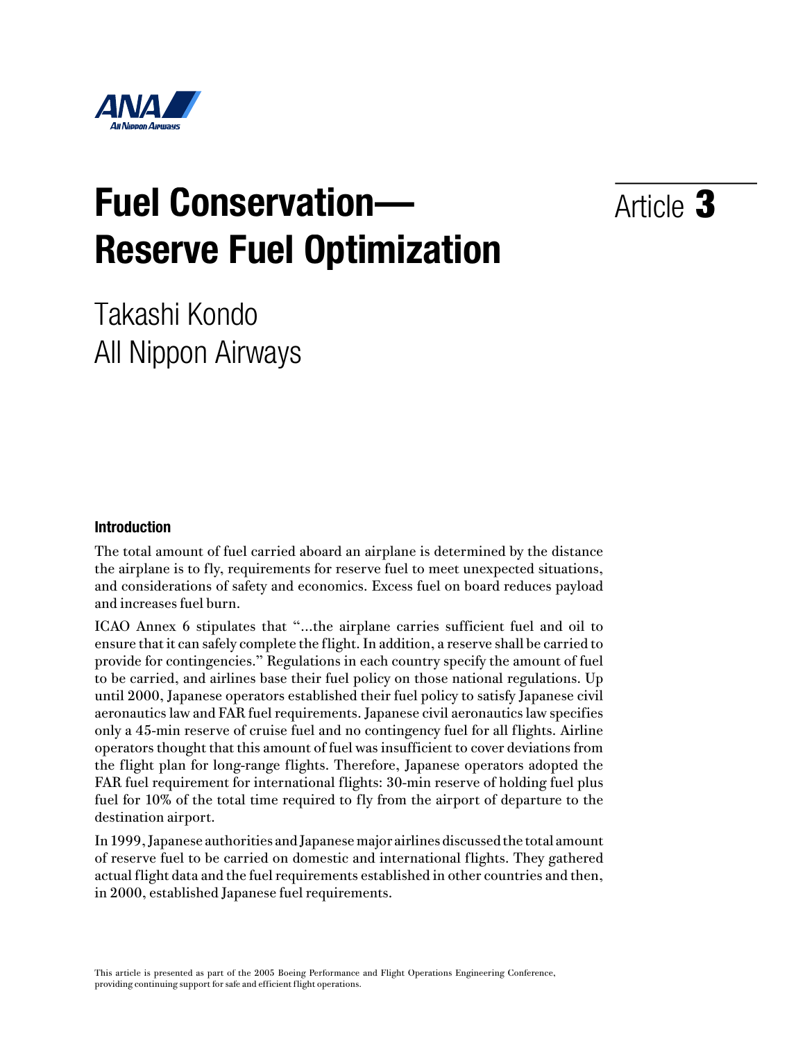# Fuel Conservation—Reserve Fuel Optimization

Article **3**

Takashi Kondo
All Nippon Airways

### Introduction

The total amount of fuel carried aboard an airplane is determined by the distance the airplane is to fly, requirements for reserve fuel to meet unexpected situations, and considerations of safety and economics. Excess fuel on board reduces payload and increases fuel burn.

ICAO Annex 6 stipulates that "...the airplane carries sufficient fuel and oil to ensure that it can safely complete the flight. In addition, a reserve shall be carried to provide for contingencies." Regulations in each country specify the amount of fuel to be carried, and airlines base their fuel policy on those national regulations. Up until 2000, Japanese operators established their fuel policy to satisfy Japanese civil aeronautics law and FAR fuel requirements. Japanese civil aeronautics law specifies only a 45-min reserve of cruise fuel and no contingency fuel for all flights. Airline operators thought that this amount of fuel was insufficient to cover deviations from the flight plan for long-range flights. Therefore, Japanese operators adopted the FAR fuel requirement for international flights: 30-min reserve of holding fuel plus fuel for 10% of the total time required to fly from the airport of departure to the destination airport.

In 1999, Japanese authorities and Japanese major airlines discussed the total amount of reserve fuel to be carried on domestic and international flights. They gathered actual flight data and the fuel requirements established in other countries and then, in 2000, established Japanese fuel requirements.

This article is presented as part of the 2005 Boeing Performance and Flight Operations Engineering Conference, providing continuing support for safe and efficient flight operations.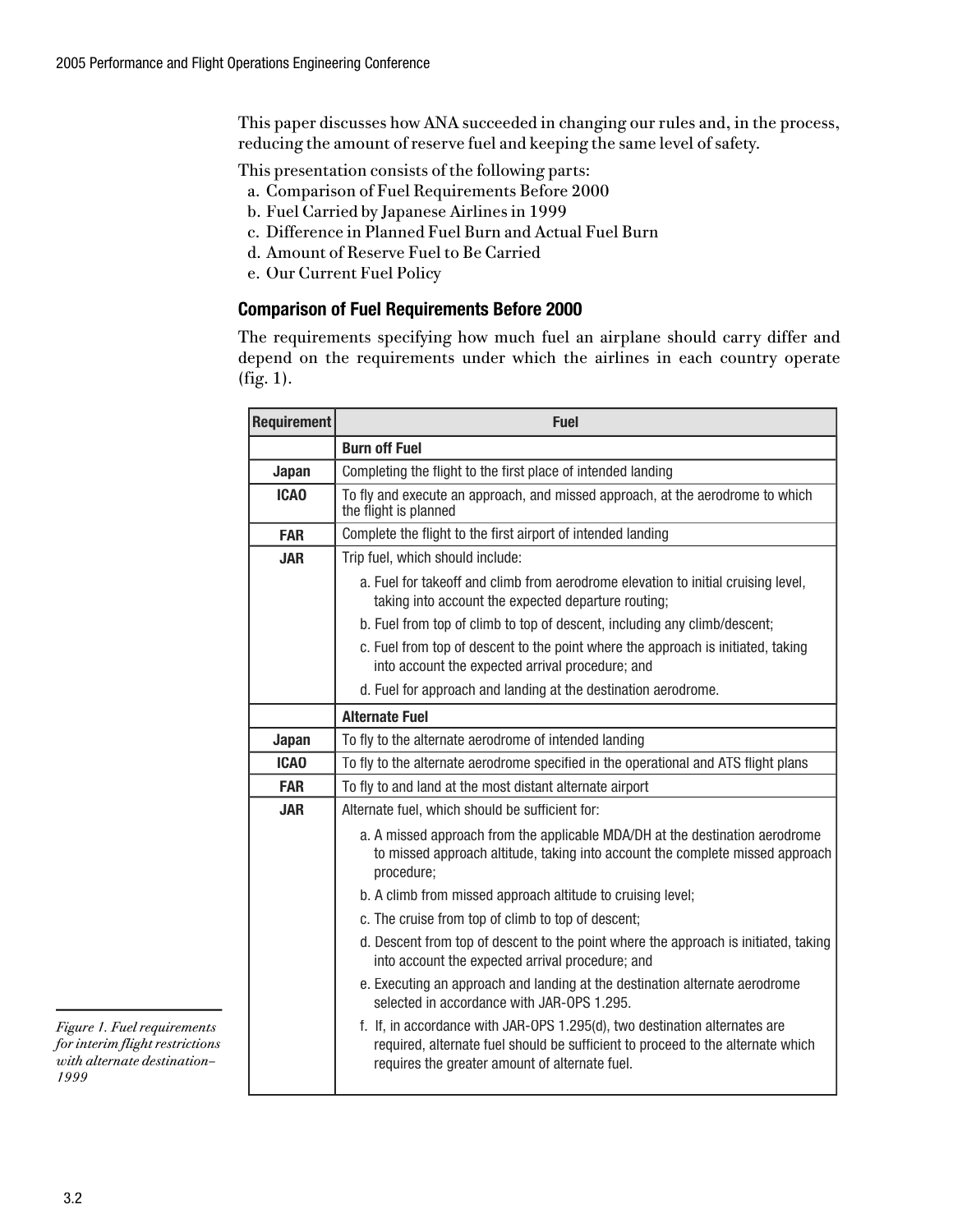This paper discusses how ANA succeeded in changing our rules and, in the process, reducing the amount of reserve fuel and keeping the same level of safety.

This presentation consists of the following parts:

a. Comparison of Fuel Requirements Before 2000
b. Fuel Carried by Japanese Airlines in 1999
c. Difference in Planned Fuel Burn and Actual Fuel Burn
d. Amount of Reserve Fuel to Be Carried
e. Our Current Fuel Policy

### Comparison of Fuel Requirements Before 2000

The requirements specifying how much fuel an airplane should carry differ and depend on the requirements under which the airlines in each country operate (fig. 1).

| Requirement | Fuel |
|---|---|
| | **Burn off Fuel** |
| **Japan** | Completing the flight to the first place of intended landing |
| **ICAO** | To fly and execute an approach, and missed approach, at the aerodrome to which the flight is planned |
| **FAR** | Complete the flight to the first airport of intended landing |
| **JAR** | Trip fuel, which should include:<br>a. Fuel for takeoff and climb from aerodrome elevation to initial cruising level, taking into account the expected departure routing;<br>b. Fuel from top of climb to top of descent, including any climb/descent;<br>c. Fuel from top of descent to the point where the approach is initiated, taking into account the expected arrival procedure; and<br>d. Fuel for approach and landing at the destination aerodrome. |
| | **Alternate Fuel** |
| **Japan** | To fly to the alternate aerodrome of intended landing |
| **ICAO** | To fly to the alternate aerodrome specified in the operational and ATS flight plans |
| **FAR** | To fly to and land at the most distant alternate airport |
| **JAR** | Alternate fuel, which should be sufficient for:<br>a. A missed approach from the applicable MDA/DH at the destination aerodrome to missed approach altitude, taking into account the complete missed approach procedure;<br>b. A climb from missed approach altitude to cruising level;<br>c. The cruise from top of climb to top of descent;<br>d. Descent from top of descent to the point where the approach is initiated, taking into account the expected arrival procedure; and<br>e. Executing an approach and landing at the destination alternate aerodrome selected in accordance with JAR-OPS 1.295.<br>f. If, in accordance with JAR-OPS 1.295(d), two destination alternates are required, alternate fuel should be sufficient to proceed to the alternate which requires the greater amount of alternate fuel. |

*Figure 1. Fuel requirements for interim flight restrictions with alternate destination–1999*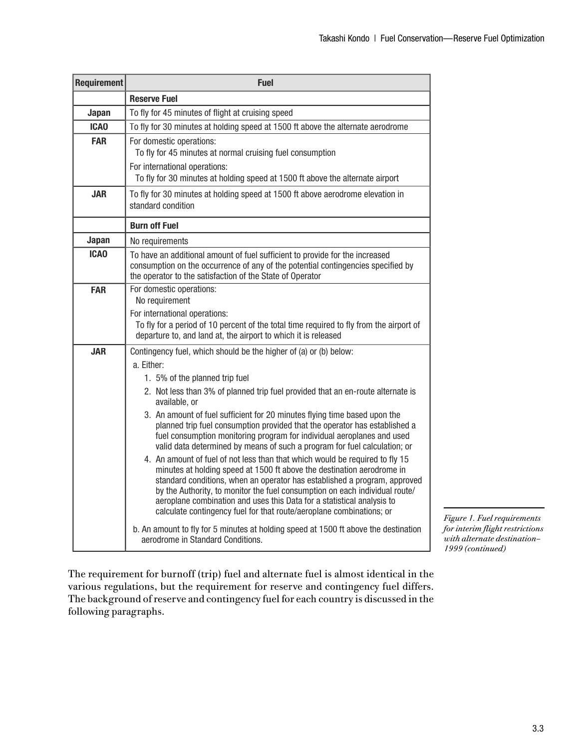| Requirement | Fuel |
|---|---|
| | **Reserve Fuel** |
| **Japan** | To fly for 45 minutes of flight at cruising speed |
| **ICAO** | To fly for 30 minutes at holding speed at 1500 ft above the alternate aerodrome |
| **FAR** | For domestic operations:<br>To fly for 45 minutes at normal cruising fuel consumption<br>For international operations:<br>To fly for 30 minutes at holding speed at 1500 ft above the alternate airport |
| **JAR** | To fly for 30 minutes at holding speed at 1500 ft above aerodrome elevation in standard condition |
| | **Burn off Fuel** |
| **Japan** | No requirements |
| **ICAO** | To have an additional amount of fuel sufficient to provide for the increased consumption on the occurrence of any of the potential contingencies specified by the operator to the satisfaction of the State of Operator |
| **FAR** | For domestic operations:<br>No requirement<br>For international operations:<br>To fly for a period of 10 percent of the total time required to fly from the airport of departure to, and land at, the airport to which it is released |
| **JAR** | Contingency fuel, which should be the higher of (a) or (b) below:<br>a. Either:<br>1. 5% of the planned trip fuel<br>2. Not less than 3% of planned trip fuel provided that an en-route alternate is available, or<br>3. An amount of fuel sufficient for 20 minutes flying time based upon the planned trip fuel consumption provided that the operator has established a fuel consumption monitoring program for individual aeroplanes and used valid data determined by means of such a program for fuel calculation; or<br>4. An amount of fuel of not less than that which would be required to fly 15 minutes at holding speed at 1500 ft above the destination aerodrome in standard conditions, when an operator has established a program, approved by the Authority, to monitor the fuel consumption on each individual route/aeroplane combination and uses this Data for a statistical analysis to calculate contingency fuel for that route/aeroplane combinations; or<br>b. An amount to fly for 5 minutes at holding speed at 1500 ft above the destination aerodrome in Standard Conditions. |

*Figure 1. Fuel requirements for interim flight restrictions with alternate destination–1999 (continued)*

The requirement for burnoff (trip) fuel and alternate fuel is almost identical in the various regulations, but the requirement for reserve and contingency fuel differs. The background of reserve and contingency fuel for each country is discussed in the following paragraphs.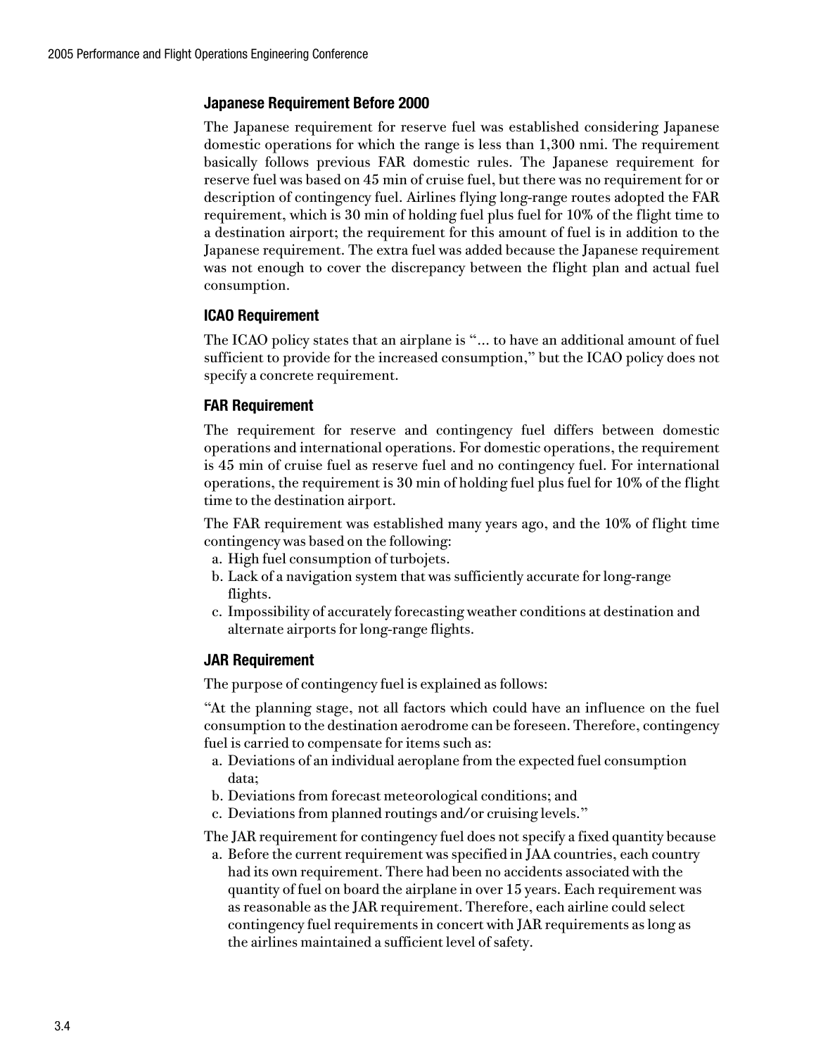### Japanese Requirement Before 2000

The Japanese requirement for reserve fuel was established considering Japanese domestic operations for which the range is less than 1,300 nmi. The requirement basically follows previous FAR domestic rules. The Japanese requirement for reserve fuel was based on 45 min of cruise fuel, but there was no requirement for or description of contingency fuel. Airlines flying long-range routes adopted the FAR requirement, which is 30 min of holding fuel plus fuel for 10% of the flight time to a destination airport; the requirement for this amount of fuel is in addition to the Japanese requirement. The extra fuel was added because the Japanese requirement was not enough to cover the discrepancy between the flight plan and actual fuel consumption.

### ICAO Requirement

The ICAO policy states that an airplane is "... to have an additional amount of fuel sufficient to provide for the increased consumption," but the ICAO policy does not specify a concrete requirement.

### FAR Requirement

The requirement for reserve and contingency fuel differs between domestic operations and international operations. For domestic operations, the requirement is 45 min of cruise fuel as reserve fuel and no contingency fuel. For international operations, the requirement is 30 min of holding fuel plus fuel for 10% of the flight time to the destination airport.

The FAR requirement was established many years ago, and the 10% of flight time contingency was based on the following:

a. High fuel consumption of turbojets.
b. Lack of a navigation system that was sufficiently accurate for long-range flights.
c. Impossibility of accurately forecasting weather conditions at destination and alternate airports for long-range flights.

### JAR Requirement

The purpose of contingency fuel is explained as follows:

"At the planning stage, not all factors which could have an influence on the fuel consumption to the destination aerodrome can be foreseen. Therefore, contingency fuel is carried to compensate for items such as:

a. Deviations of an individual aeroplane from the expected fuel consumption data;
b. Deviations from forecast meteorological conditions; and
c. Deviations from planned routings and/or cruising levels."

The JAR requirement for contingency fuel does not specify a fixed quantity because

a. Before the current requirement was specified in JAA countries, each country had its own requirement. There had been no accidents associated with the quantity of fuel on board the airplane in over 15 years. Each requirement was as reasonable as the JAR requirement. Therefore, each airline could select contingency fuel requirements in concert with JAR requirements as long as the airlines maintained a sufficient level of safety.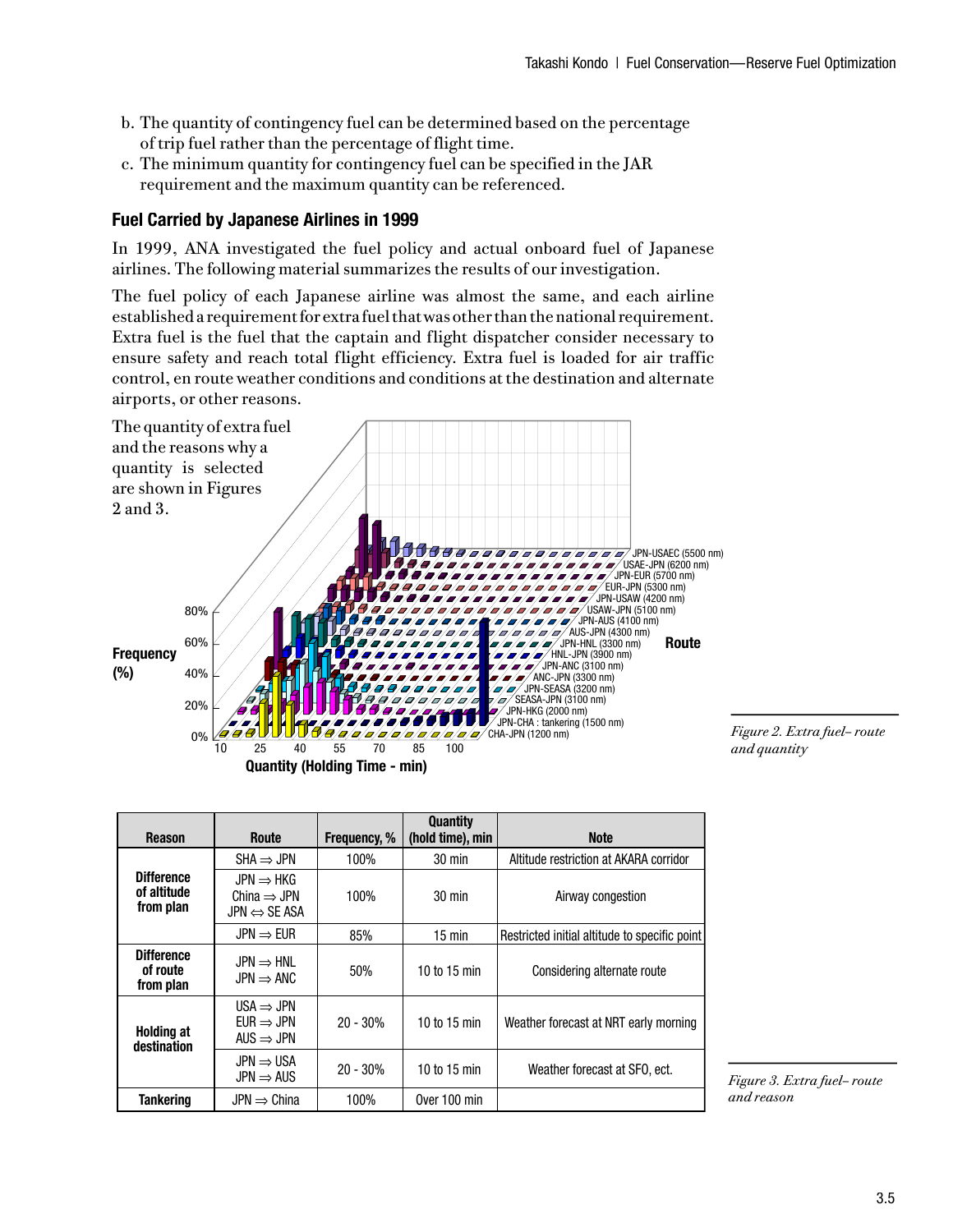b. The quantity of contingency fuel can be determined based on the percentage of trip fuel rather than the percentage of flight time.

c. The minimum quantity for contingency fuel can be specified in the JAR requirement and the maximum quantity can be referenced.

### Fuel Carried by Japanese Airlines in 1999

In 1999, ANA investigated the fuel policy and actual onboard fuel of Japanese airlines. The following material summarizes the results of our investigation.

The fuel policy of each Japanese airline was almost the same, and each airline established a requirement for extra fuel that was other than the national requirement. Extra fuel is the fuel that the captain and flight dispatcher consider necessary to ensure safety and reach total flight efficiency. Extra fuel is loaded for air traffic control, en route weather conditions and conditions at the destination and alternate airports, or other reasons.

The quantity of extra fuel and the reasons why a quantity is selected are shown in Figures 2 and 3.

*Figure 2. Extra fuel– route and quantity*

| Reason | Route | Frequency, % | Quantity (hold time), min | Note |
|---|---|---|---|---|
| Difference of altitude from plan | SHA ⇒ JPN | 100% | 30 min | Altitude restriction at AKARA corridor |
| | JPN ⇒ HKG<br>China ⇒ JPN<br>JPN ⇔ SE ASA | 100% | 30 min | Airway congestion |
| | JPN ⇒ EUR | 85% | 15 min | Restricted initial altitude to specific point |
| Difference of route from plan | JPN ⇒ HNL<br>JPN ⇒ ANC | 50% | 10 to 15 min | Considering alternate route |
| Holding at destination | USA ⇒ JPN<br>EUR ⇒ JPN<br>AUS ⇒ JPN | 20 - 30% | 10 to 15 min | Weather forecast at NRT early morning |
| | JPN ⇒ USA<br>JPN ⇒ AUS | 20 - 30% | 10 to 15 min | Weather forecast at SFO, ect. |
| Tankering | JPN ⇒ China | 100% | Over 100 min | |

*Figure 3. Extra fuel– route and reason*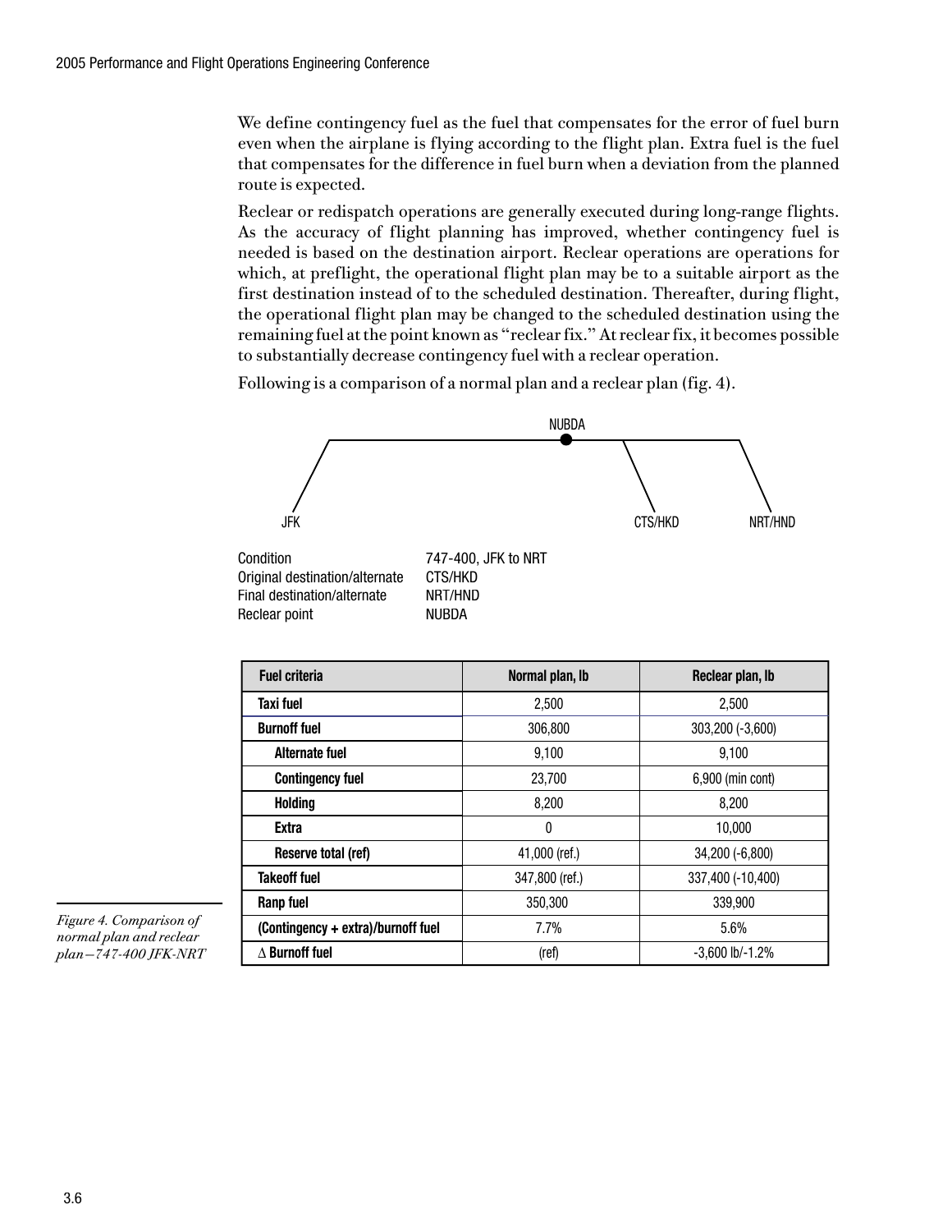We define contingency fuel as the fuel that compensates for the error of fuel burn even when the airplane is flying according to the flight plan. Extra fuel is the fuel that compensates for the difference in fuel burn when a deviation from the planned route is expected.

Reclear or redispatch operations are generally executed during long-range flights. As the accuracy of flight planning has improved, whether contingency fuel is needed is based on the destination airport. Reclear operations are operations for which, at preflight, the operational flight plan may be to a suitable airport as the first destination instead of to the scheduled destination. Thereafter, during flight, the operational flight plan may be changed to the scheduled destination using the remaining fuel at the point known as "reclear fix." At reclear fix, it becomes possible to substantially decrease contingency fuel with a reclear operation.

Following is a comparison of a normal plan and a reclear plan (fig. 4).

NUBDA

JFK CTS/HKD NRT/HND

| | |
|---|---|
| Condition | 747-400, JFK to NRT |
| Original destination/alternate | CTS/HKD |
| Final destination/alternate | NRT/HND |
| Reclear point | NUBDA |

| Fuel criteria | Normal plan, lb | Reclear plan, lb |
|---|---|---|
| Taxi fuel | 2,500 | 2,500 |
| Burnoff fuel | 306,800 | 303,200 (-3,600) |
| Alternate fuel | 9,100 | 9,100 |
| Contingency fuel | 23,700 | 6,900 (min cont) |
| Holding | 8,200 | 8,200 |
| Extra | 0 | 10,000 |
| Reserve total (ref) | 41,000 (ref.) | 34,200 (-6,800) |
| Takeoff fuel | 347,800 (ref.) | 337,400 (-10,400) |
| Ramp fuel | 350,300 | 339,900 |
| (Contingency + extra)/burnoff fuel | 7.7% | 5.6% |
| $\Delta$ Burnoff fuel | (ref) | -3,600 lb/-1.2% |

*Figure 4. Comparison of normal plan and reclear plan—747-400 JFK-NRT*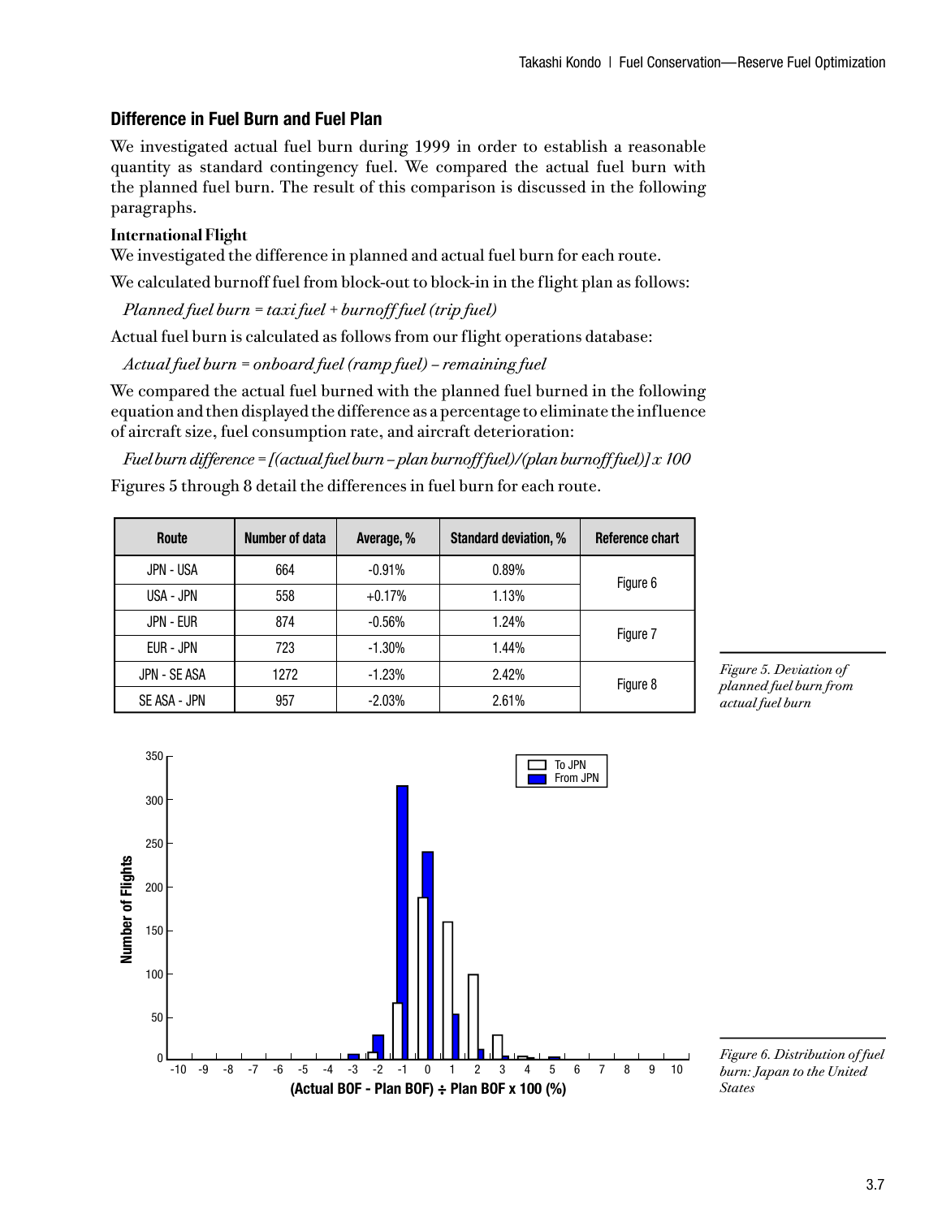## Difference in Fuel Burn and Fuel Plan

We investigated actual fuel burn during 1999 in order to establish a reasonable quantity as standard contingency fuel. We compared the actual fuel burn with the planned fuel burn. The result of this comparison is discussed in the following paragraphs.

### International Flight

We investigated the difference in planned and actual fuel burn for each route.

We calculated burnoff fuel from block-out to block-in in the flight plan as follows:

*Planned fuel burn = taxi fuel + burnoff fuel (trip fuel)*

Actual fuel burn is calculated as follows from our flight operations database:

*Actual fuel burn = onboard fuel (ramp fuel) – remaining fuel*

We compared the actual fuel burned with the planned fuel burned in the following equation and then displayed the difference as a percentage to eliminate the influence of aircraft size, fuel consumption rate, and aircraft deterioration:

*Fuel burn difference = [(actual fuel burn – plan burnoff fuel)/(plan burnoff fuel)] x 100*

Figures 5 through 8 detail the differences in fuel burn for each route.

| Route | Number of data | Average, % | Standard deviation, % | Reference chart |
|---|---|---|---|---|
| JPN - USA | 664 | -0.91% | 0.89% | Figure 6 |
| USA - JPN | 558 | +0.17% | 1.13% | |
| JPN - EUR | 874 | -0.56% | 1.24% | Figure 7 |
| EUR - JPN | 723 | -1.30% | 1.44% | |
| JPN - SE ASA | 1272 | -1.23% | 2.42% | Figure 8 |
| SE ASA - JPN | 957 | -2.03% | 2.61% | |

*Figure 5. Deviation of planned fuel burn from actual fuel burn*

*Figure 6. Distribution of fuel burn: Japan to the United States*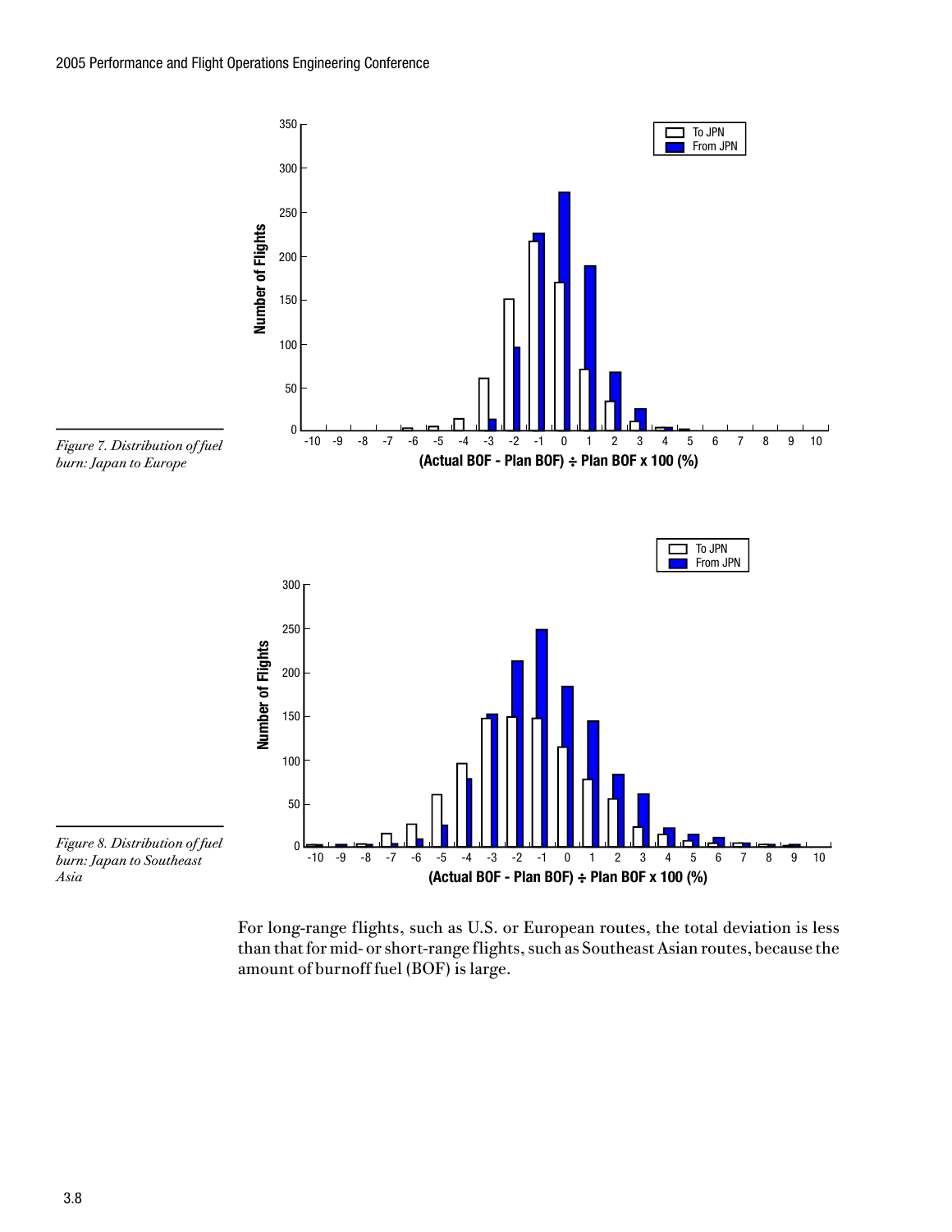Figure 7. Distribution of fuel burn: Japan to Europe

Figure 8. Distribution of fuel burn: Japan to Southeast Asia

For long-range flights, such as U.S. or European routes, the total deviation is less than that for mid- or short-range flights, such as Southeast Asian routes, because the amount of burnoff fuel (BOF) is large.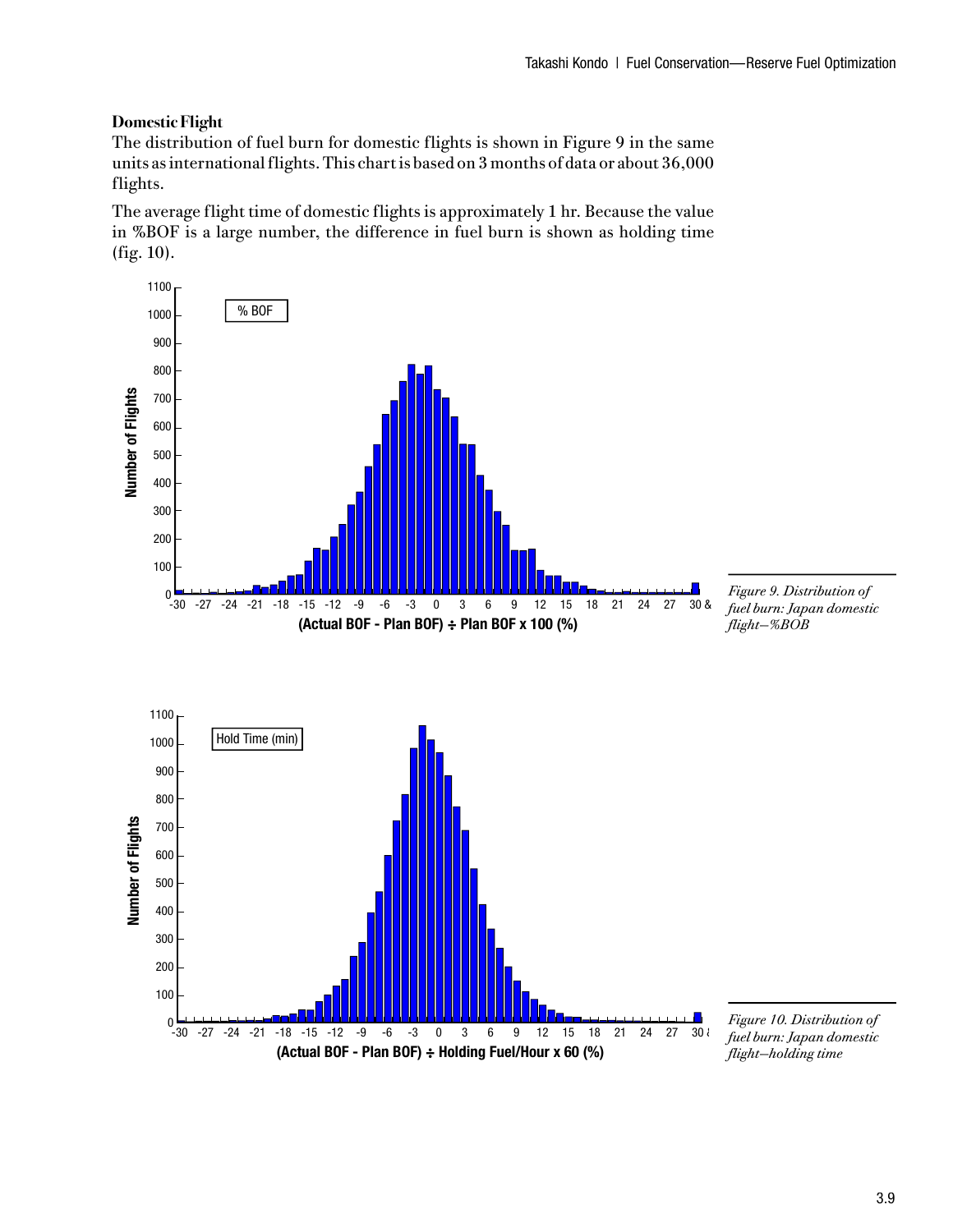### Domestic Flight

The distribution of fuel burn for domestic flights is shown in Figure 9 in the same units as international flights. This chart is based on 3 months of data or about 36,000 flights.

The average flight time of domestic flights is approximately 1 hr. Because the value in %BOF is a large number, the difference in fuel burn is shown as holding time (fig. 10).

*Figure 9. Distribution of fuel burn: Japan domestic flight—%BOB*

*Figure 10. Distribution of fuel burn: Japan domestic flight—holding time*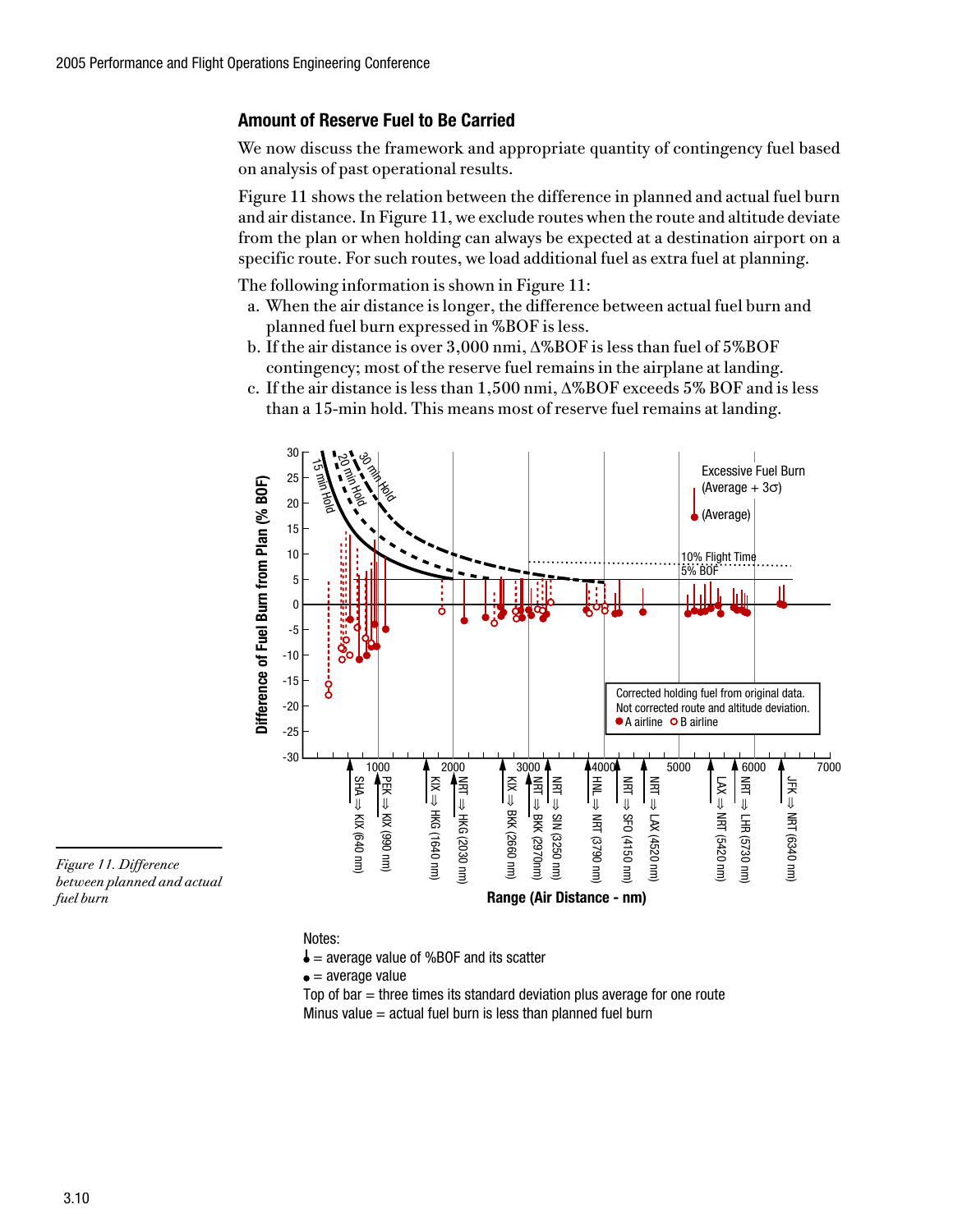## Amount of Reserve Fuel to Be Carried

We now discuss the framework and appropriate quantity of contingency fuel based on analysis of past operational results.

Figure 11 shows the relation between the difference in planned and actual fuel burn and air distance. In Figure 11, we exclude routes when the route and altitude deviate from the plan or when holding can always be expected at a destination airport on a specific route. For such routes, we load additional fuel as extra fuel at planning.

The following information is shown in Figure 11:

a. When the air distance is longer, the difference between actual fuel burn and planned fuel burn expressed in %BOF is less.

b. If the air distance is over 3,000 nmi, Δ%BOF is less than fuel of 5%BOF contingency; most of the reserve fuel remains in the airplane at landing.

c. If the air distance is less than 1,500 nmi, Δ%BOF exceeds 5% BOF and is less than a 15-min hold. This means most of reserve fuel remains at landing.

*Figure 11. Difference between planned and actual fuel burn*

Notes:
- = average value of %BOF and its scatter
- = average value

Top of bar = three times its standard deviation plus average for one route

Minus value = actual fuel burn is less than planned fuel burn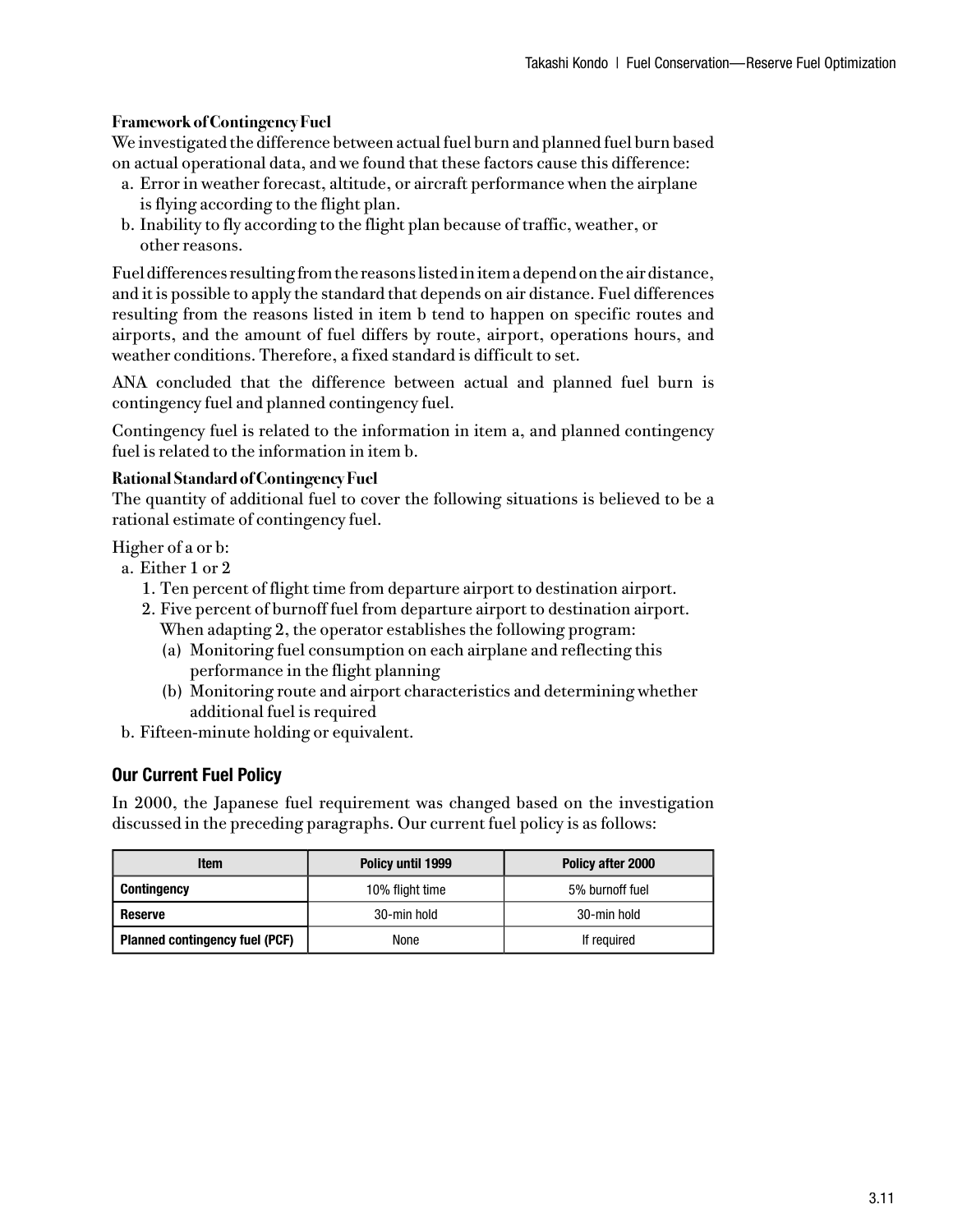### Framework of Contingency Fuel

We investigated the difference between actual fuel burn and planned fuel burn based on actual operational data, and we found that these factors cause this difference:

a. Error in weather forecast, altitude, or aircraft performance when the airplane is flying according to the flight plan.
b. Inability to fly according to the flight plan because of traffic, weather, or other reasons.

Fuel differences resulting from the reasons listed in item a depend on the air distance, and it is possible to apply the standard that depends on air distance. Fuel differences resulting from the reasons listed in item b tend to happen on specific routes and airports, and the amount of fuel differs by route, airport, operations hours, and weather conditions. Therefore, a fixed standard is difficult to set.

ANA concluded that the difference between actual and planned fuel burn is contingency fuel and planned contingency fuel.

Contingency fuel is related to the information in item a, and planned contingency fuel is related to the information in item b.

### Rational Standard of Contingency Fuel

The quantity of additional fuel to cover the following situations is believed to be a rational estimate of contingency fuel.

Higher of a or b:

a. Either 1 or 2
   1. Ten percent of flight time from departure airport to destination airport.
   2. Five percent of burnoff fuel from departure airport to destination airport. When adapting 2, the operator establishes the following program:
      (a) Monitoring fuel consumption on each airplane and reflecting this performance in the flight planning
      (b) Monitoring route and airport characteristics and determining whether additional fuel is required
b. Fifteen-minute holding or equivalent.

## Our Current Fuel Policy

In 2000, the Japanese fuel requirement was changed based on the investigation discussed in the preceding paragraphs. Our current fuel policy is as follows:

| Item | Policy until 1999 | Policy after 2000 |
|---|---|---|
| **Contingency** | 10% flight time | 5% burnoff fuel |
| **Reserve** | 30-min hold | 30-min hold |
| **Planned contingency fuel (PCF)** | None | If required |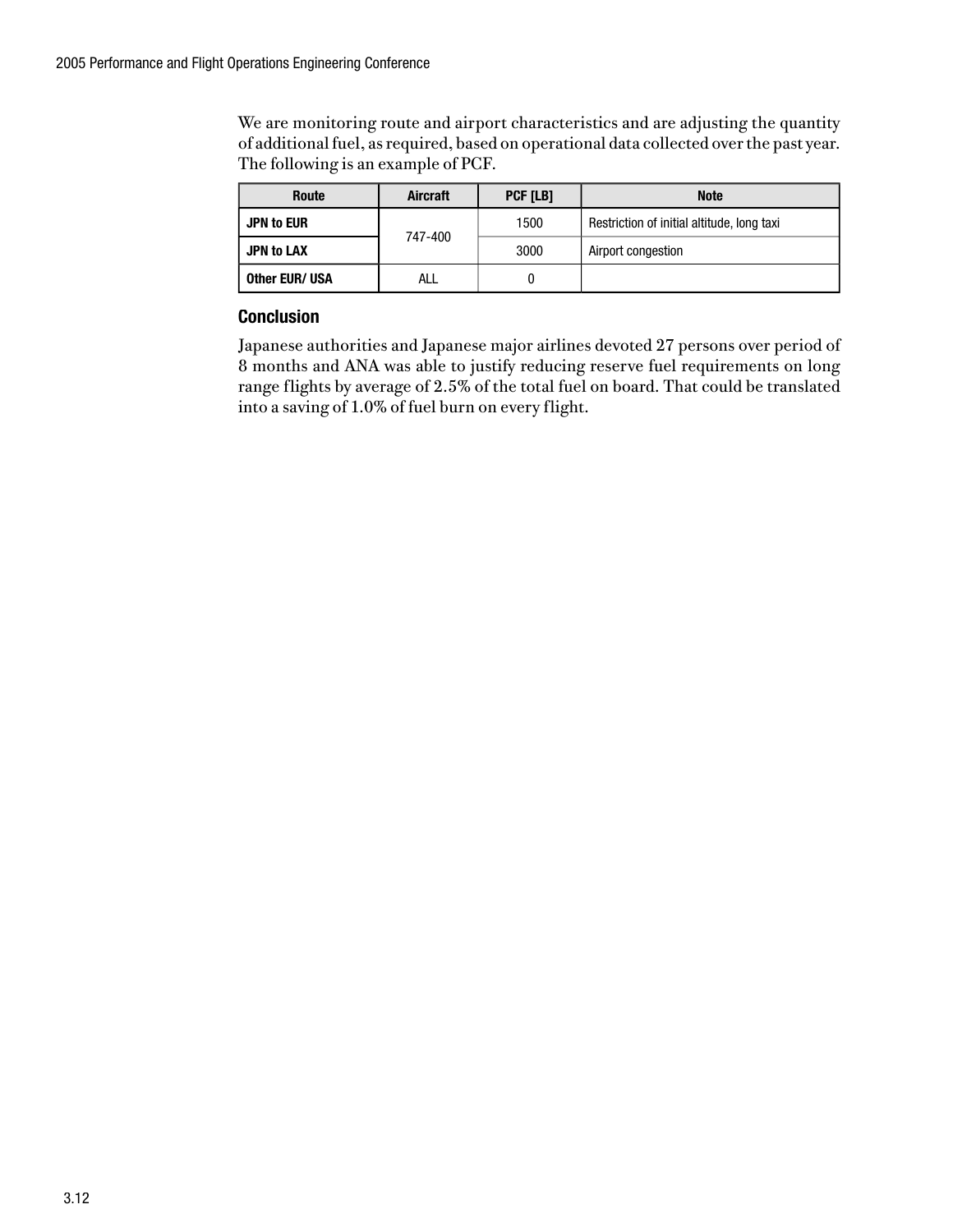We are monitoring route and airport characteristics and are adjusting the quantity of additional fuel, as required, based on operational data collected over the past year. The following is an example of PCF.

| Route | Aircraft | PCF [LB] | Note |
|---|---|---|---|
| **JPN to EUR** | 747-400 | 1500 | Restriction of initial altitude, long taxi |
| **JPN to LAX** | | 3000 | Airport congestion |
| **Other EUR/ USA** | ALL | 0 | |

## Conclusion

Japanese authorities and Japanese major airlines devoted 27 persons over period of 8 months and ANA was able to justify reducing reserve fuel requirements on long range flights by average of 2.5% of the total fuel on board. That could be translated into a saving of 1.0% of fuel burn on every flight.